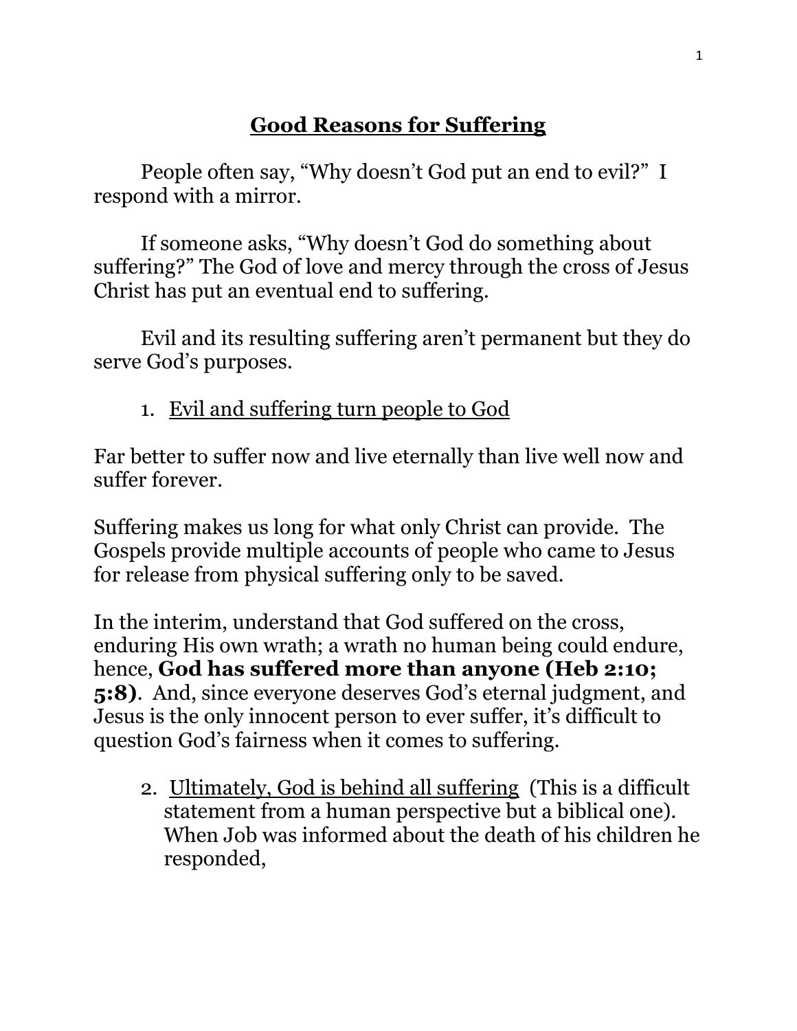# Good Reasons for Suffering

People often say, "Why doesn't God put an end to evil?" I respond with a mirror.

If someone asks, "Why doesn't God do something about suffering?" The God of love and mercy through the cross of Jesus Christ has put an eventual end to suffering.

Evil and its resulting suffering aren't permanent but they do serve God's purposes.

1. <u>Evil and suffering turn people to God</u>

Far better to suffer now and live eternally than live well now and suffer forever.

Suffering makes us long for what only Christ can provide. The Gospels provide multiple accounts of people who came to Jesus for release from physical suffering only to be saved.

In the interim, understand that God suffered on the cross, enduring His own wrath; a wrath no human being could endure, hence, **God has suffered more than anyone (Heb 2:10; 5:8)**. And, since everyone deserves God's eternal judgment, and Jesus is the only innocent person to ever suffer, it's difficult to question God's fairness when it comes to suffering.

2. <u>Ultimately, God is behind all suffering</u> (This is a difficult statement from a human perspective but a biblical one). When Job was informed about the death of his children he responded,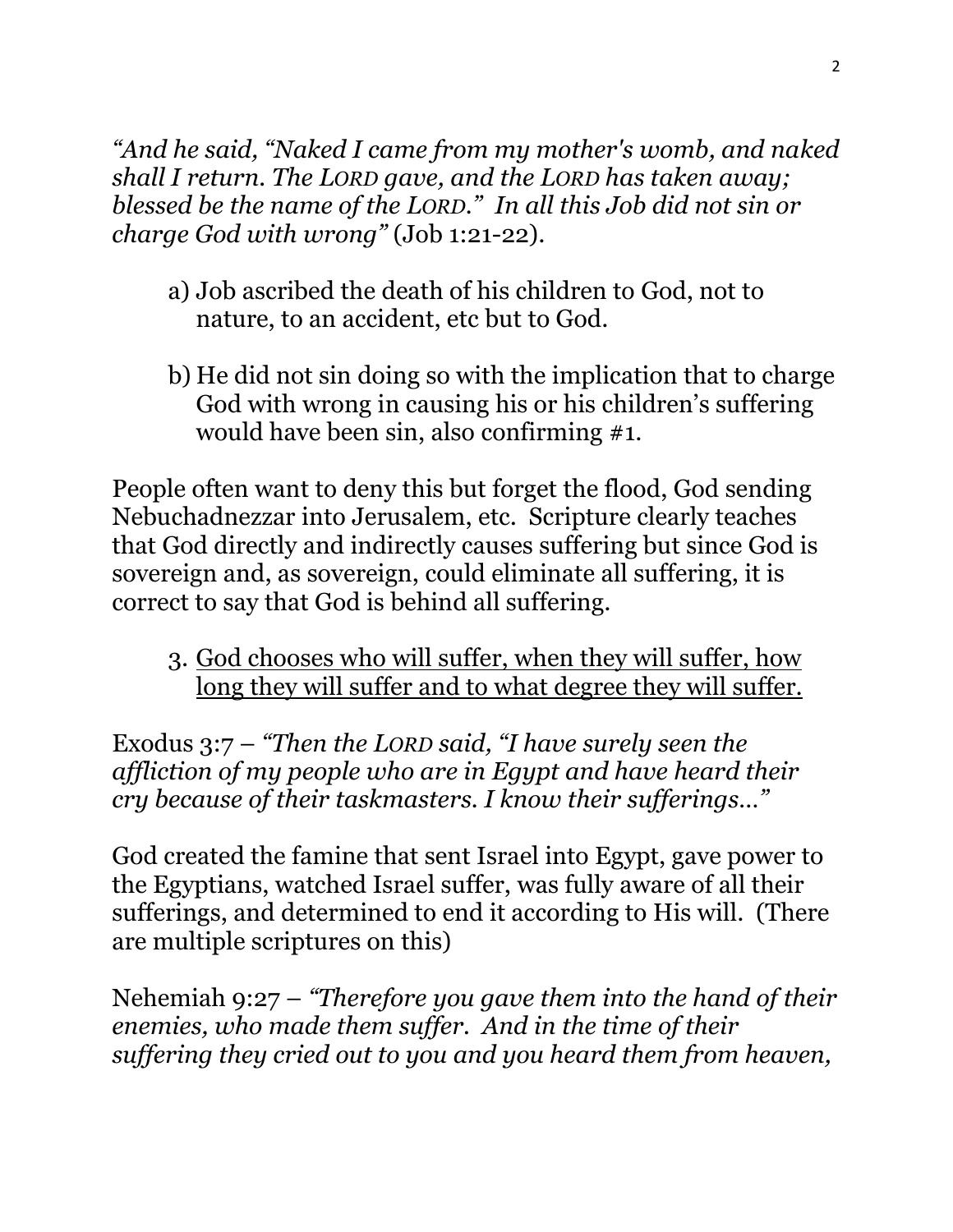*"And he said, "Naked I came from my mother's womb, and naked shall I return. The LORD gave, and the LORD has taken away; blessed be the name of the LORD." In all this Job did not sin or charge God with wrong"* (Job 1:21-22).

a) Job ascribed the death of his children to God, not to nature, to an accident, etc but to God.

b) He did not sin doing so with the implication that to charge God with wrong in causing his or his children's suffering would have been sin, also confirming #1.

People often want to deny this but forget the flood, God sending Nebuchadnezzar into Jerusalem, etc. Scripture clearly teaches that God directly and indirectly causes suffering but since God is sovereign and, as sovereign, could eliminate all suffering, it is correct to say that God is behind all suffering.

3. <u>God chooses who will suffer, when they will suffer, how long they will suffer and to what degree they will suffer.</u>

Exodus 3:7 – *"Then the LORD said, "I have surely seen the affliction of my people who are in Egypt and have heard their cry because of their taskmasters. I know their sufferings…"*

God created the famine that sent Israel into Egypt, gave power to the Egyptians, watched Israel suffer, was fully aware of all their sufferings, and determined to end it according to His will. (There are multiple scriptures on this)

Nehemiah 9:27 – *"Therefore you gave them into the hand of their enemies, who made them suffer. And in the time of their suffering they cried out to you and you heard them from heaven,*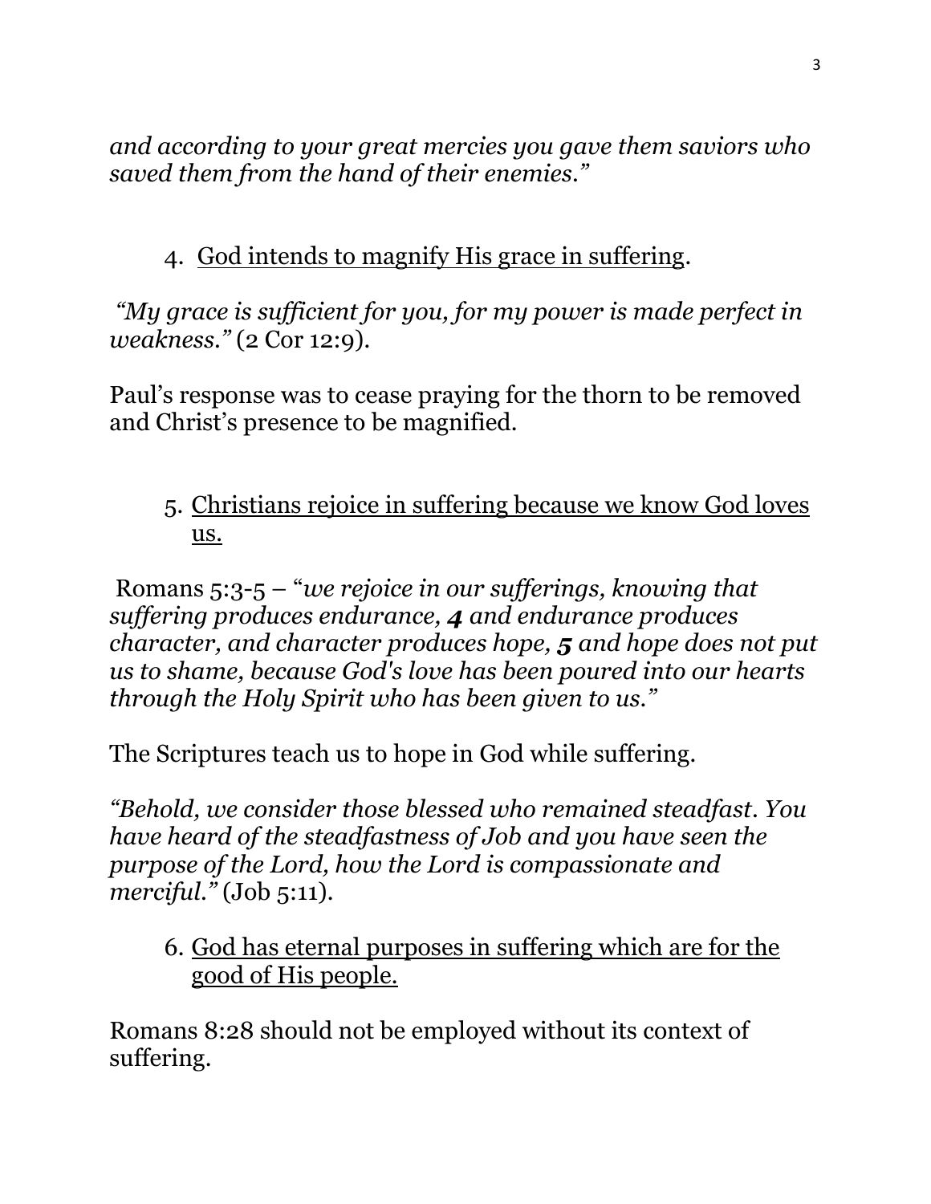*and according to your great mercies you gave them saviors who saved them from the hand of their enemies."*

4. <u>God intends to magnify His grace in suffering</u>.

*"My grace is sufficient for you, for my power is made perfect in weakness."* (2 Cor 12:9).

Paul's response was to cease praying for the thorn to be removed and Christ's presence to be magnified.

5. <u>Christians rejoice in suffering because we know God loves us.</u>

Romans 5:3-5 – "*we rejoice in our sufferings, knowing that suffering produces endurance,* ***4*** *and endurance produces character, and character produces hope,* ***5*** *and hope does not put us to shame, because God's love has been poured into our hearts through the Holy Spirit who has been given to us."*

The Scriptures teach us to hope in God while suffering.

*"Behold, we consider those blessed who remained steadfast. You have heard of the steadfastness of Job and you have seen the purpose of the Lord, how the Lord is compassionate and merciful."* (Job 5:11).

6. <u>God has eternal purposes in suffering which are for the good of His people.</u>

Romans 8:28 should not be employed without its context of suffering.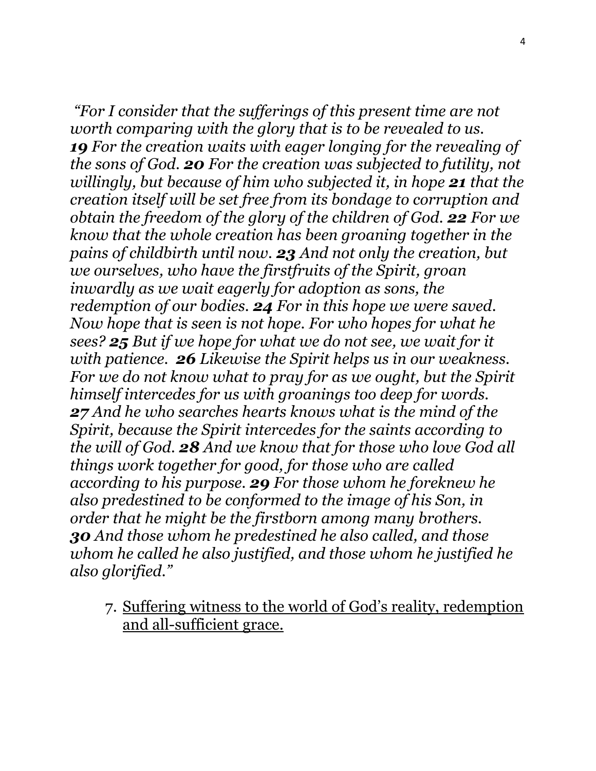*"For I consider that the sufferings of this present time are not worth comparing with the glory that is to be revealed to us.* ***19*** *For the creation waits with eager longing for the revealing of the sons of God.* ***20*** *For the creation was subjected to futility, not willingly, but because of him who subjected it, in hope* ***21*** *that the creation itself will be set free from its bondage to corruption and obtain the freedom of the glory of the children of God.* ***22*** *For we know that the whole creation has been groaning together in the pains of childbirth until now.* ***23*** *And not only the creation, but we ourselves, who have the firstfruits of the Spirit, groan inwardly as we wait eagerly for adoption as sons, the redemption of our bodies.* ***24*** *For in this hope we were saved. Now hope that is seen is not hope. For who hopes for what he sees?* ***25*** *But if we hope for what we do not see, we wait for it with patience.* ***26*** *Likewise the Spirit helps us in our weakness. For we do not know what to pray for as we ought, but the Spirit himself intercedes for us with groanings too deep for words.* ***27*** *And he who searches hearts knows what is the mind of the Spirit, because the Spirit intercedes for the saints according to the will of God.* ***28*** *And we know that for those who love God all things work together for good, for those who are called according to his purpose.* ***29*** *For those whom he foreknew he also predestined to be conformed to the image of his Son, in order that he might be the firstborn among many brothers.* ***30*** *And those whom he predestined he also called, and those whom he called he also justified, and those whom he justified he also glorified."*

7. <u>Suffering witness to the world of God's reality, redemption and all-sufficient grace.</u>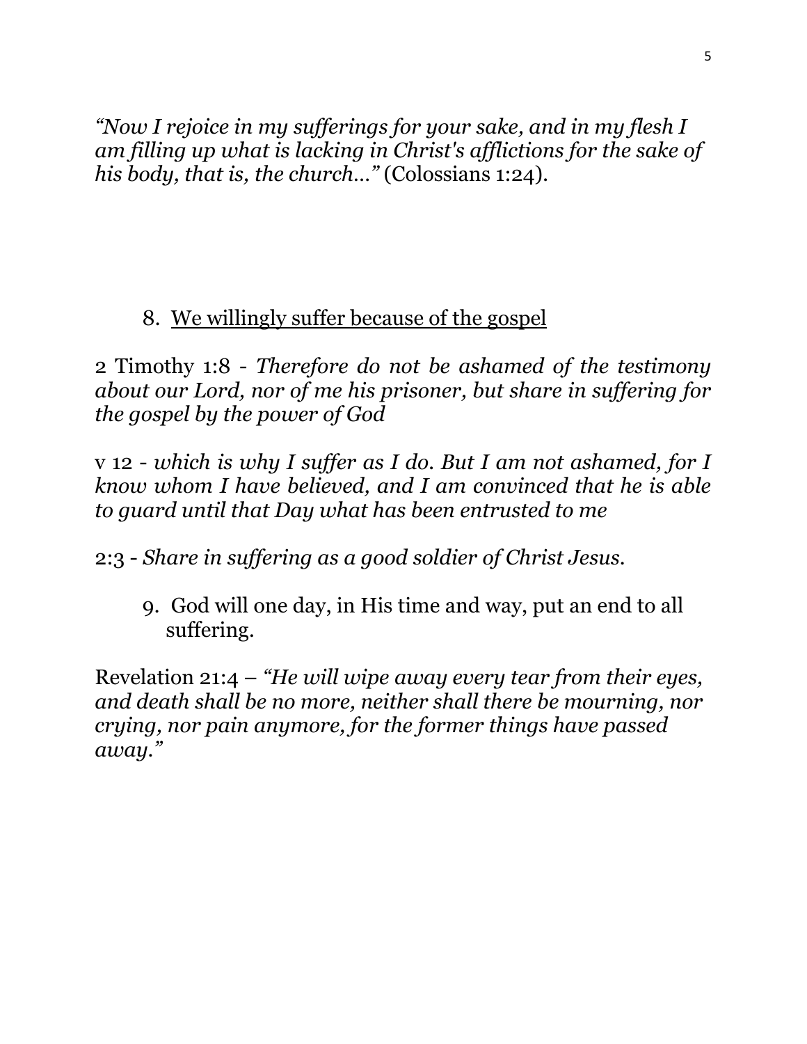*"Now I rejoice in my sufferings for your sake, and in my flesh I am filling up what is lacking in Christ's afflictions for the sake of his body, that is, the church..."* (Colossians 1:24).

8. <u>We willingly suffer because of the gospel</u>

2 Timothy 1:8 - *Therefore do not be ashamed of the testimony about our Lord, nor of me his prisoner, but share in suffering for the gospel by the power of God*

v 12 - *which is why I suffer as I do. But I am not ashamed, for I know whom I have believed, and I am convinced that he is able to guard until that Day what has been entrusted to me*

2:3 - *Share in suffering as a good soldier of Christ Jesus.*

9. God will one day, in His time and way, put an end to all suffering.

Revelation 21:4 – *"He will wipe away every tear from their eyes, and death shall be no more, neither shall there be mourning, nor crying, nor pain anymore, for the former things have passed away."*